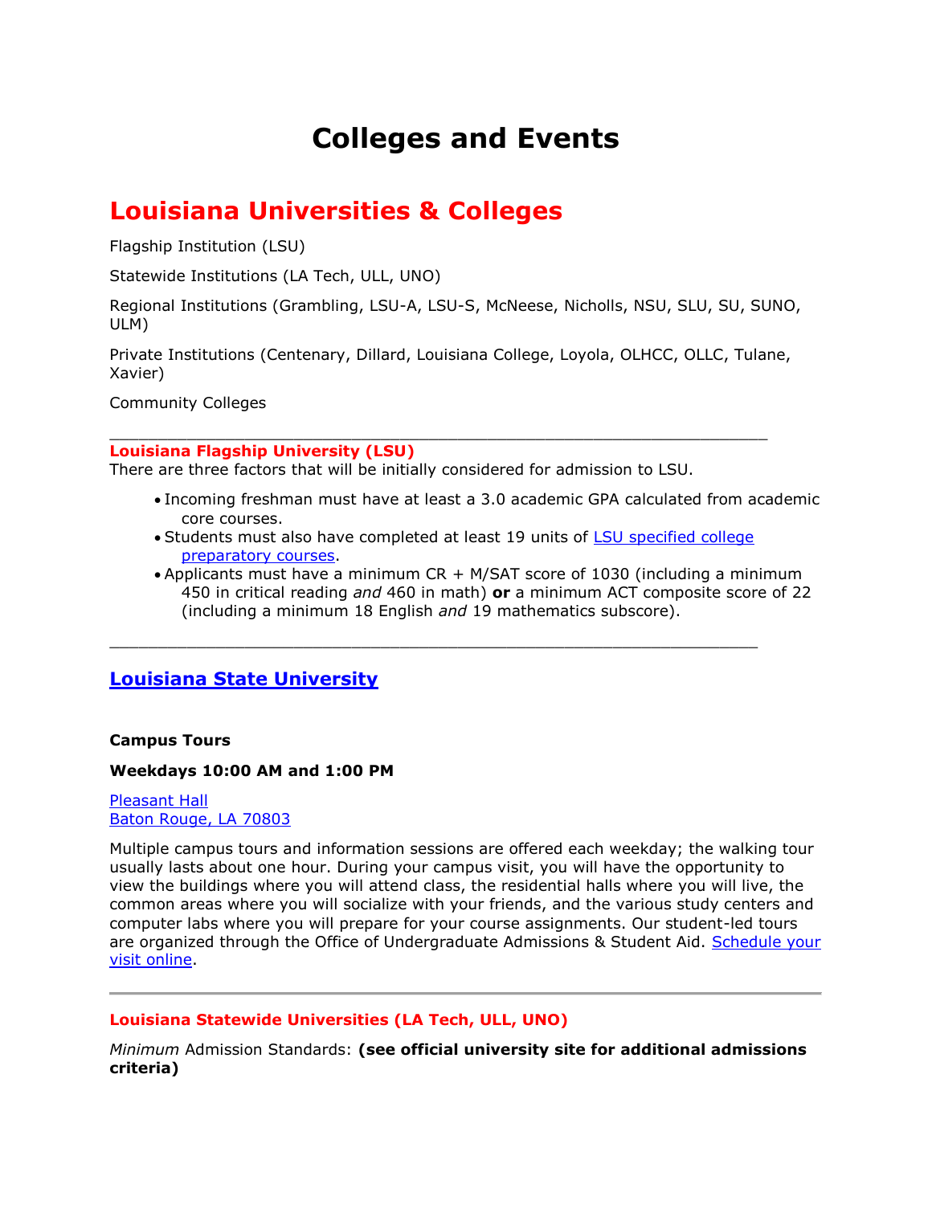# Colleges and Events

## Louisiana Universities & Colleges

Flagship Institution (LSU)

Statewide Institutions (LA Tech, ULL, UNO)

Regional Institutions (Grambling, LSU-A, LSU-S, McNeese, Nicholls, NSU, SLU, SU, SUNO, ULM)

Private Institutions (Centenary, Dillard, Louisiana College, Loyola, OLHCC, OLLC, Tulane, Xavier)

Community Colleges

---

**Louisiana Flagship University (LSU)**

There are three factors that will be initially considered for admission to LSU.

- Incoming freshman must have at least a 3.0 academic GPA calculated from academic core courses.
- Students must also have completed at least 19 units of [LSU specified college preparatory courses].
- Applicants must have a minimum CR + M/SAT score of 1030 (including a minimum 450 in critical reading *and* 460 in math) **or** a minimum ACT composite score of 22 (including a minimum 18 English *and* 19 mathematics subscore).

---

### [Louisiana State University]

**Campus Tours**

**Weekdays 10:00 AM and 1:00 PM**

[Pleasant Hall]
[Baton Rouge, LA 70803]

Multiple campus tours and information sessions are offered each weekday; the walking tour usually lasts about one hour. During your campus visit, you will have the opportunity to view the buildings where you will attend class, the residential halls where you will live, the common areas where you will socialize with your friends, and the various study centers and computer labs where you will prepare for your course assignments. Our student-led tours are organized through the Office of Undergraduate Admissions & Student Aid. [Schedule your visit online].

---

**Louisiana Statewide Universities (LA Tech, ULL, UNO)**

*Minimum* Admission Standards: **(see official university site for additional admissions criteria)**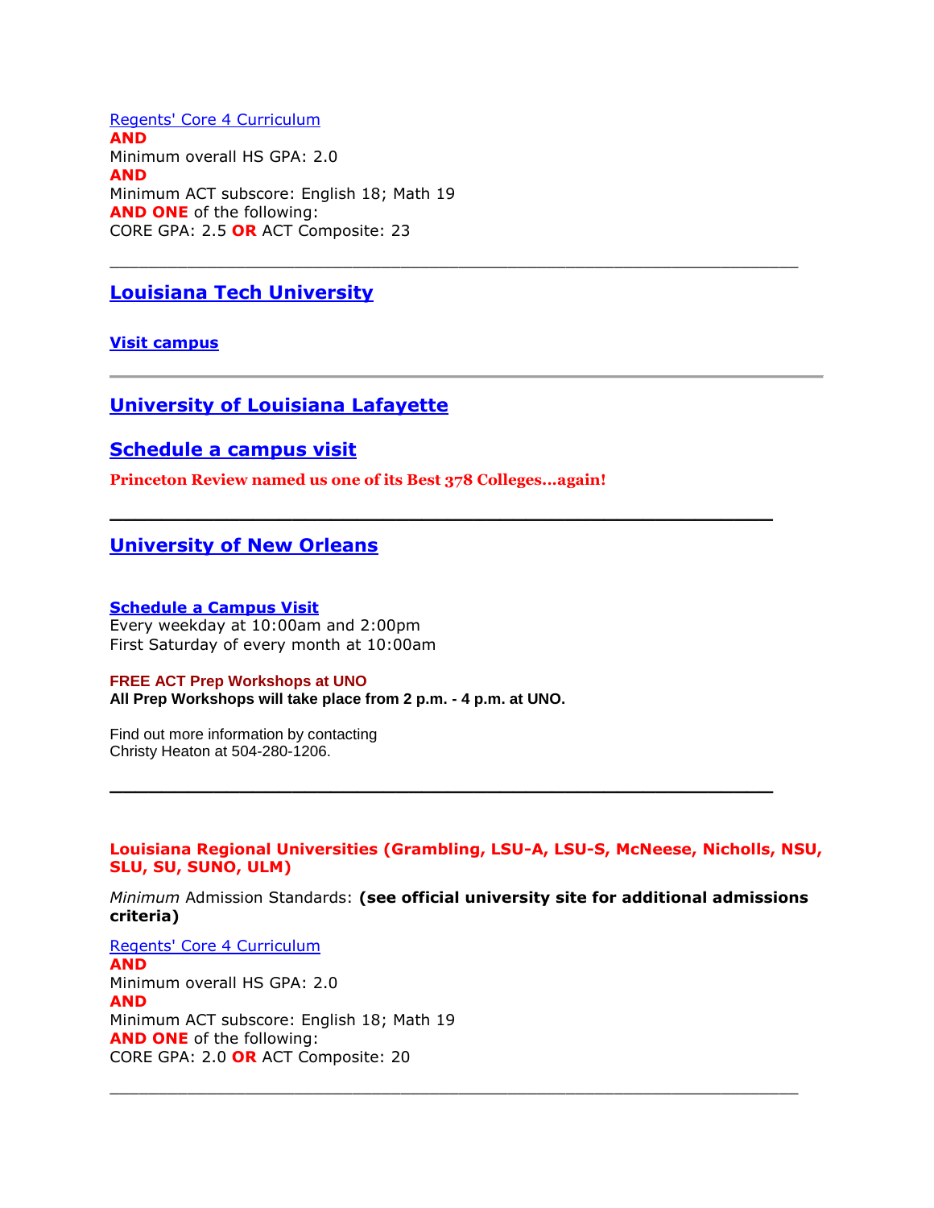Regents' Core 4 Curriculum
**AND**
Minimum overall HS GPA: 2.0
**AND**
Minimum ACT subscore: English 18; Math 19
**AND ONE** of the following:
CORE GPA: 2.5 **OR** ACT Composite: 23

---

## Louisiana Tech University

**Visit campus**

---

## University of Louisiana Lafayette

## Schedule a campus visit

**Princeton Review named us one of its Best 378 Colleges...again!**

---

## University of New Orleans

**Schedule a Campus Visit**
Every weekday at 10:00am and 2:00pm
First Saturday of every month at 10:00am

**FREE ACT Prep Workshops at UNO**
**All Prep Workshops will take place from 2 p.m. - 4 p.m. at UNO.**

Find out more information by contacting
Christy Heaton at 504-280-1206.

---

**Louisiana Regional Universities (Grambling, LSU-A, LSU-S, McNeese, Nicholls, NSU, SLU, SU, SUNO, ULM)**

*Minimum* Admission Standards: **(see official university site for additional admissions criteria)**

Regents' Core 4 Curriculum
**AND**
Minimum overall HS GPA: 2.0
**AND**
Minimum ACT subscore: English 18; Math 19
**AND ONE** of the following:
CORE GPA: 2.0 **OR** ACT Composite: 20

---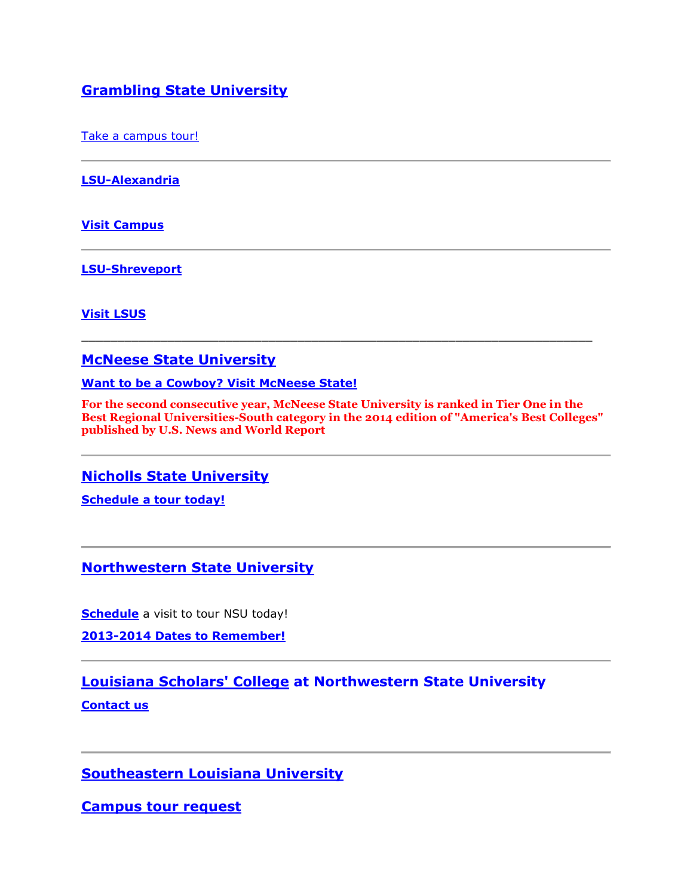## Grambling State University

Take a campus tour!

---

**LSU-Alexandria**

**Visit Campus**

---

**LSU-Shreveport**

**Visit LSUS**

---

## McNeese State University

**Want to be a Cowboy? Visit McNeese State!**

**For the second consecutive year, McNeese State University is ranked in Tier One in the Best Regional Universities-South category in the 2014 edition of "America's Best Colleges" published by U.S. News and World Report**

---

## Nicholls State University

**Schedule a tour today!**

---

## Northwestern State University

**Schedule** a visit to tour NSU today!

**2013-2014 Dates to Remember!**

---

## Louisiana Scholars' College at Northwestern State University

**Contact us**

---

## Southeastern Louisiana University

## Campus tour request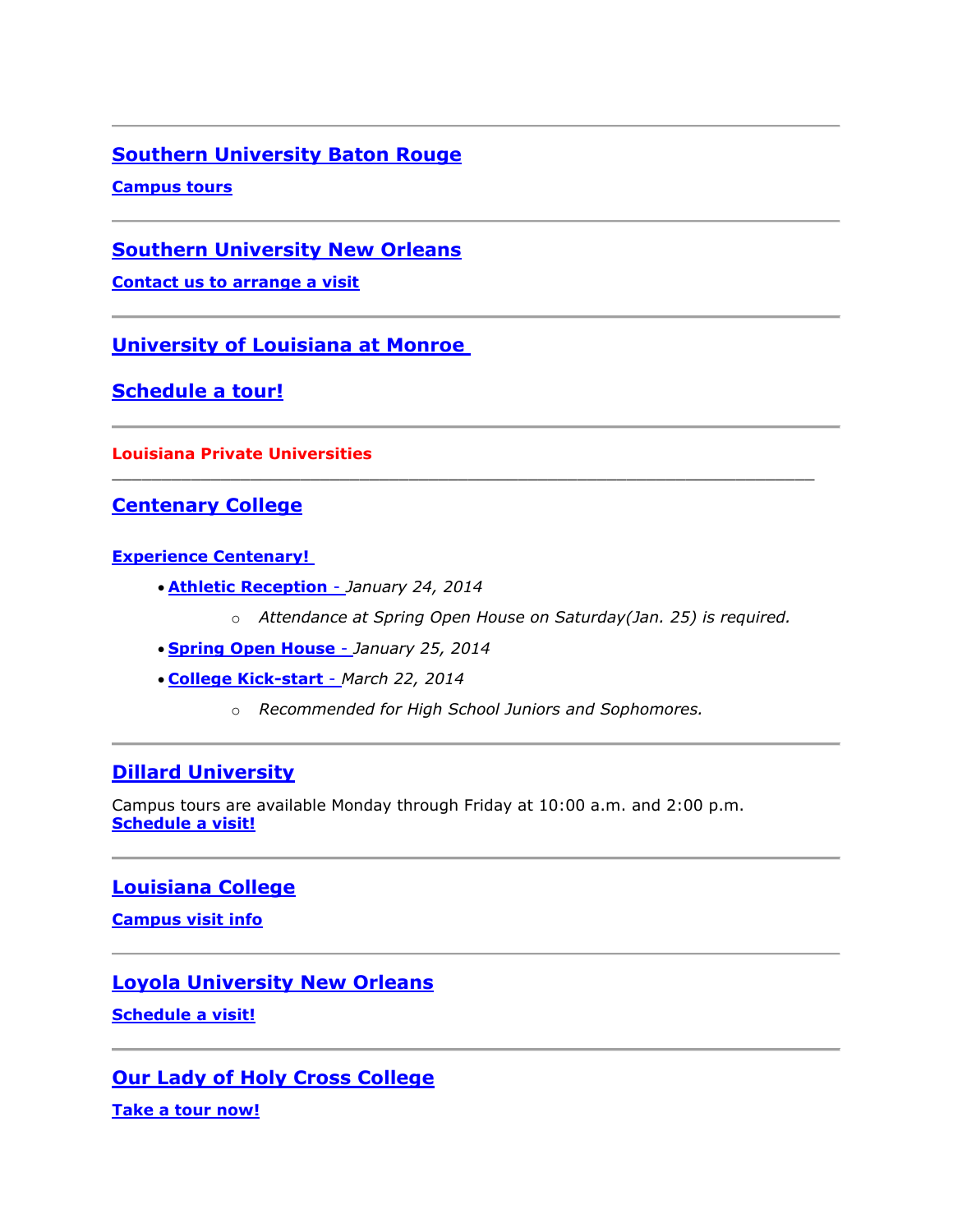---

## Southern University Baton Rouge

**Campus tours**

---

## Southern University New Orleans

**Contact us to arrange a visit**

---

## University of Louisiana at Monroe

## Schedule a tour!

---

**Louisiana Private Universities**

---

## Centenary College

**Experience Centenary!**

- **Athletic Reception** - *January 24, 2014*
  - *Attendance at Spring Open House on Saturday(Jan. 25) is required.*
- **Spring Open House** - *January 25, 2014*
- **College Kick-start** - *March 22, 2014*
  - *Recommended for High School Juniors and Sophomores.*

---

## Dillard University

Campus tours are available Monday through Friday at 10:00 a.m. and 2:00 p.m.
**Schedule a visit!**

---

## Louisiana College

**Campus visit info**

---

## Loyola University New Orleans

**Schedule a visit!**

---

## Our Lady of Holy Cross College

**Take a tour now!**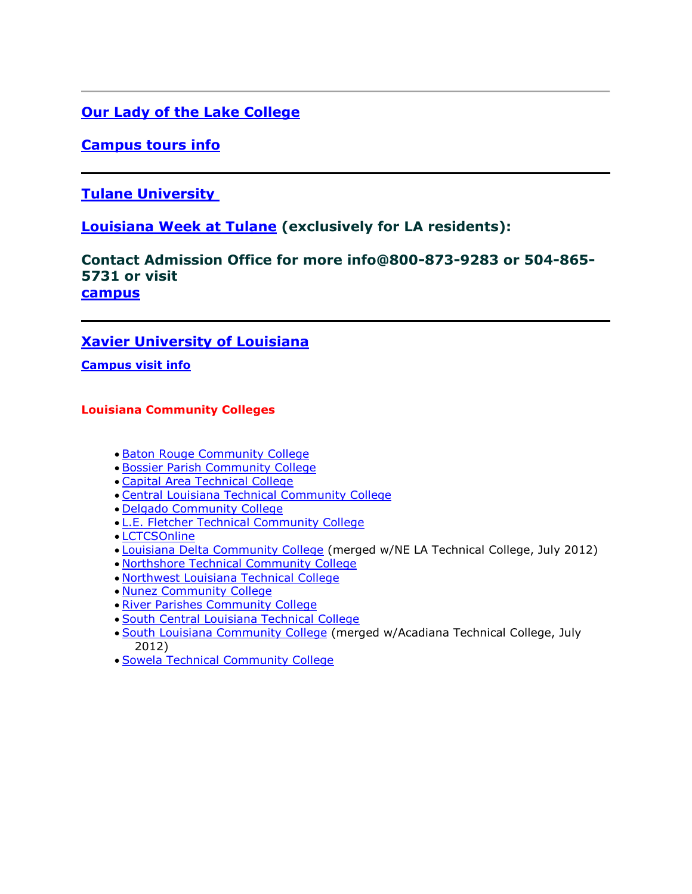---

**Our Lady of the Lake College**

**Campus tours info**

---

**Tulane University**

**Louisiana Week at Tulane (exclusively for LA residents):**

**Contact Admission Office for more info@800-873-9283 or 504-865-5731 or visit**
**campus**

---

**Xavier University of Louisiana**

**Campus visit info**

**Louisiana Community Colleges**

- Baton Rouge Community College
- Bossier Parish Community College
- Capital Area Technical College
- Central Louisiana Technical Community College
- Delgado Community College
- L.E. Fletcher Technical Community College
- LCTCSOnline
- Louisiana Delta Community College (merged w/NE LA Technical College, July 2012)
- Northshore Technical Community College
- Northwest Louisiana Technical College
- Nunez Community College
- River Parishes Community College
- South Central Louisiana Technical College
- South Louisiana Community College (merged w/Acadiana Technical College, July 2012)
- Sowela Technical Community College